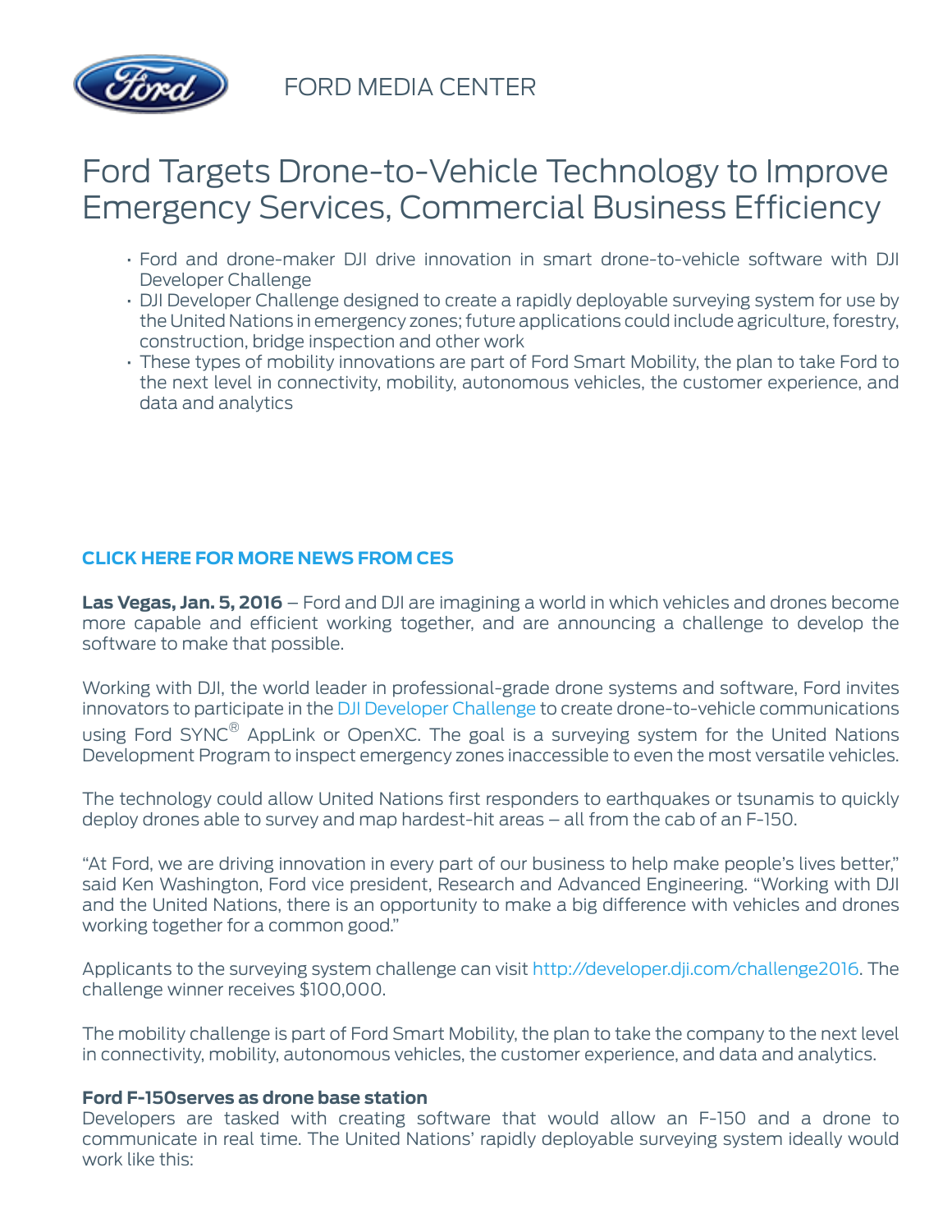FORD MEDIA CENTER

# Ford Targets Drone-to-Vehicle Technology to Improve Emergency Services, Commercial Business Efficiency

- Ford and drone-maker DJI drive innovation in smart drone-to-vehicle software with DJI Developer Challenge
- DJI Developer Challenge designed to create a rapidly deployable surveying system for use by the United Nations in emergency zones; future applications could include agriculture, forestry, construction, bridge inspection and other work
- These types of mobility innovations are part of Ford Smart Mobility, the plan to take Ford to the next level in connectivity, mobility, autonomous vehicles, the customer experience, and data and analytics

**CLICK HERE FOR MORE NEWS FROM CES**

**Las Vegas, Jan. 5, 2016** – Ford and DJI are imagining a world in which vehicles and drones become more capable and efficient working together, and are announcing a challenge to develop the software to make that possible.

Working with DJI, the world leader in professional-grade drone systems and software, Ford invites innovators to participate in the DJI Developer Challenge to create drone-to-vehicle communications using Ford SYNC® AppLink or OpenXC. The goal is a surveying system for the United Nations Development Program to inspect emergency zones inaccessible to even the most versatile vehicles.

The technology could allow United Nations first responders to earthquakes or tsunamis to quickly deploy drones able to survey and map hardest-hit areas – all from the cab of an F-150.

"At Ford, we are driving innovation in every part of our business to help make people's lives better," said Ken Washington, Ford vice president, Research and Advanced Engineering. "Working with DJI and the United Nations, there is an opportunity to make a big difference with vehicles and drones working together for a common good."

Applicants to the surveying system challenge can visit http://developer.dji.com/challenge2016. The challenge winner receives $100,000.

The mobility challenge is part of Ford Smart Mobility, the plan to take the company to the next level in connectivity, mobility, autonomous vehicles, the customer experience, and data and analytics.

**Ford F-150serves as drone base station**

Developers are tasked with creating software that would allow an F-150 and a drone to communicate in real time. The United Nations' rapidly deployable surveying system ideally would work like this: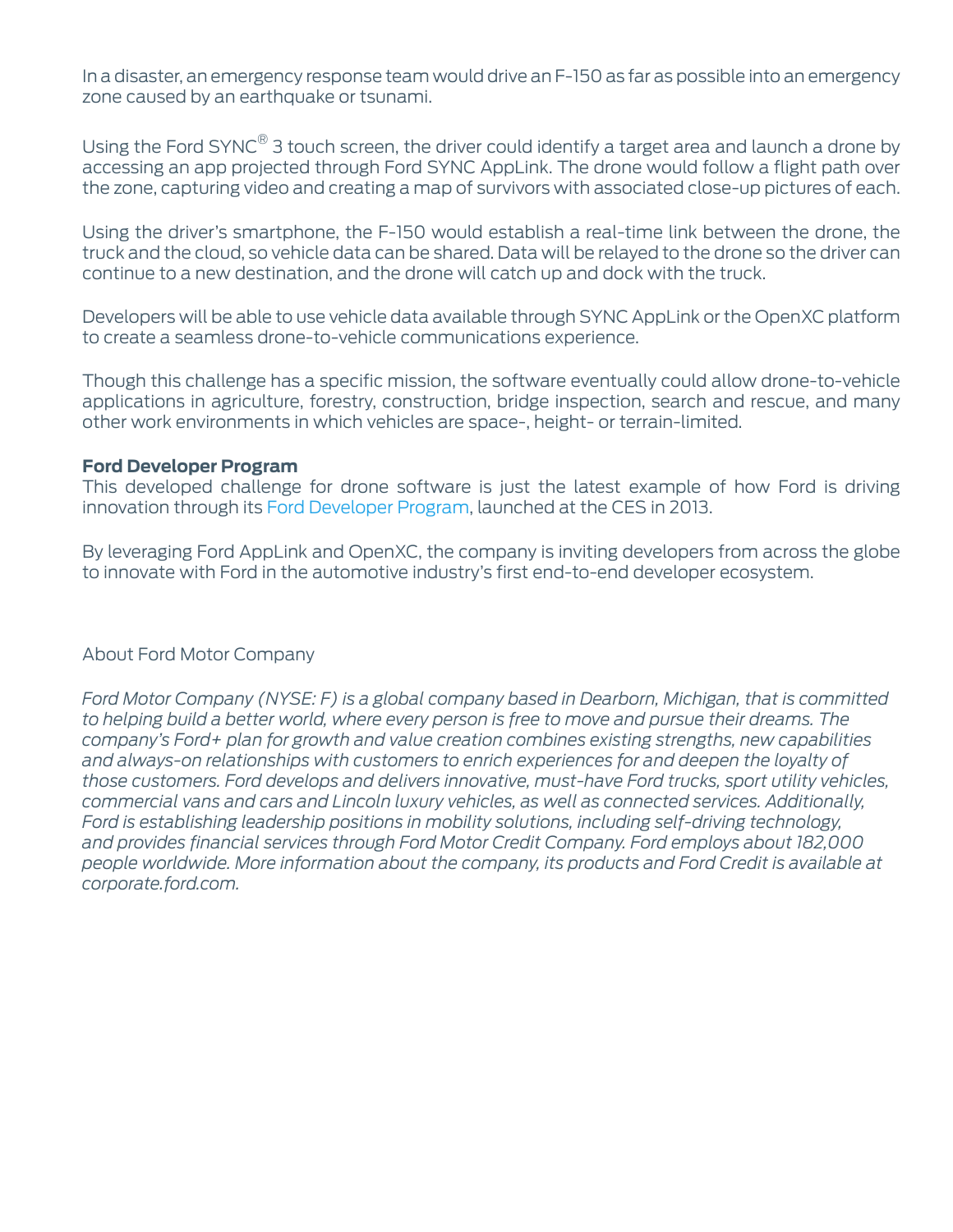In a disaster, an emergency response team would drive an F-150 as far as possible into an emergency zone caused by an earthquake or tsunami.

Using the Ford SYNC® 3 touch screen, the driver could identify a target area and launch a drone by accessing an app projected through Ford SYNC AppLink. The drone would follow a flight path over the zone, capturing video and creating a map of survivors with associated close-up pictures of each.

Using the driver's smartphone, the F-150 would establish a real-time link between the drone, the truck and the cloud, so vehicle data can be shared. Data will be relayed to the drone so the driver can continue to a new destination, and the drone will catch up and dock with the truck.

Developers will be able to use vehicle data available through SYNC AppLink or the OpenXC platform to create a seamless drone-to-vehicle communications experience.

Though this challenge has a specific mission, the software eventually could allow drone-to-vehicle applications in agriculture, forestry, construction, bridge inspection, search and rescue, and many other work environments in which vehicles are space-, height- or terrain-limited.

**Ford Developer Program**

This developed challenge for drone software is just the latest example of how Ford is driving innovation through its Ford Developer Program, launched at the CES in 2013.

By leveraging Ford AppLink and OpenXC, the company is inviting developers from across the globe to innovate with Ford in the automotive industry's first end-to-end developer ecosystem.

About Ford Motor Company

*Ford Motor Company (NYSE: F) is a global company based in Dearborn, Michigan, that is committed to helping build a better world, where every person is free to move and pursue their dreams. The company's Ford+ plan for growth and value creation combines existing strengths, new capabilities and always-on relationships with customers to enrich experiences for and deepen the loyalty of those customers. Ford develops and delivers innovative, must-have Ford trucks, sport utility vehicles, commercial vans and cars and Lincoln luxury vehicles, as well as connected services. Additionally, Ford is establishing leadership positions in mobility solutions, including self-driving technology, and provides financial services through Ford Motor Credit Company. Ford employs about 182,000 people worldwide. More information about the company, its products and Ford Credit is available at corporate.ford.com.*